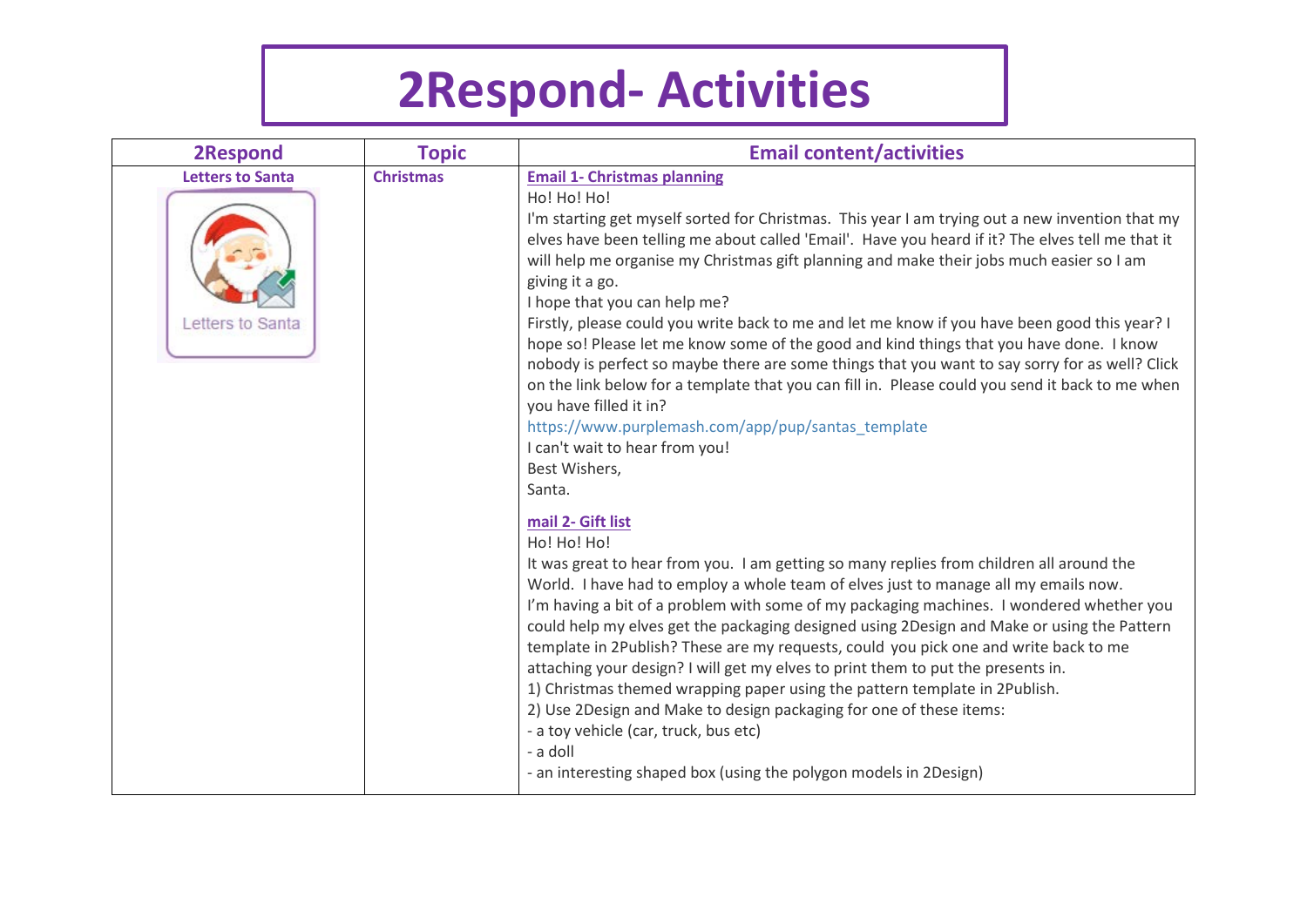# 2Respond- Activities

| 2Respond | Topic | Email content/activities |
|---|---|---|
| **Letters to Santa**<br><br>Letters to Santa | **Christmas** | **Email 1- Christmas planning**<br>Ho! Ho! Ho!<br>I'm starting get myself sorted for Christmas. This year I am trying out a new invention that my elves have been telling me about called 'Email'. Have you heard if it? The elves tell me that it will help me organise my Christmas gift planning and make their jobs much easier so I am giving it a go.<br>I hope that you can help me?<br>Firstly, please could you write back to me and let me know if you have been good this year? I hope so! Please let me know some of the good and kind things that you have done. I know nobody is perfect so maybe there are some things that you want to say sorry for as well? Click on the link below for a template that you can fill in. Please could you send it back to me when you have filled it in?<br>https://www.purplemash.com/app/pup/santas_template<br>I can't wait to hear from you!<br>Best Wishers,<br>Santa.<br><br>**mail 2- Gift list**<br>Ho! Ho! Ho!<br>It was great to hear from you. I am getting so many replies from children all around the World. I have had to employ a whole team of elves just to manage all my emails now.<br>I'm having a bit of a problem with some of my packaging machines. I wondered whether you could help my elves get the packaging designed using 2Design and Make or using the Pattern template in 2Publish? These are my requests, could you pick one and write back to me attaching your design? I will get my elves to print them to put the presents in.<br>1) Christmas themed wrapping paper using the pattern template in 2Publish.<br>2) Use 2Design and Make to design packaging for one of these items:<br>- a toy vehicle (car, truck, bus etc)<br>- a doll<br>- an interesting shaped box (using the polygon models in 2Design) |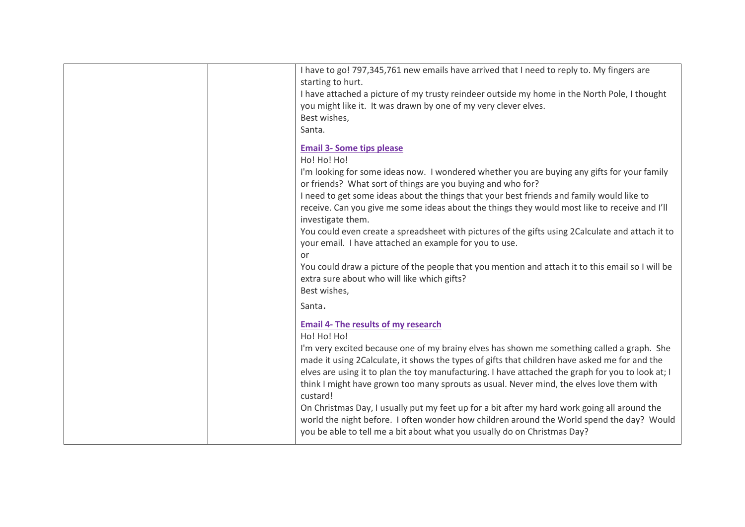| | | |
|---|---|---|
| | | I have to go! 797,345,761 new emails have arrived that I need to reply to. My fingers are starting to hurt.<br>I have attached a picture of my trusty reindeer outside my home in the North Pole, I thought you might like it. It was drawn by one of my very clever elves.<br>Best wishes,<br>Santa.<br><br>**Email 3- Some tips please**<br>Ho! Ho! Ho!<br>I'm looking for some ideas now. I wondered whether you are buying any gifts for your family or friends? What sort of things are you buying and who for?<br>I need to get some ideas about the things that your best friends and family would like to receive. Can you give me some ideas about the things they would most like to receive and I'll investigate them.<br>You could even create a spreadsheet with pictures of the gifts using 2Calculate and attach it to your email. I have attached an example for you to use.<br>or<br>You could draw a picture of the people that you mention and attach it to this email so I will be extra sure about who will like which gifts?<br>Best wishes,<br>Santa.<br><br>**Email 4- The results of my research**<br>Ho! Ho! Ho!<br>I'm very excited because one of my brainy elves has shown me something called a graph. She made it using 2Calculate, it shows the types of gifts that children have asked me for and the elves are using it to plan the toy manufacturing. I have attached the graph for you to look at; I think I might have grown too many sprouts as usual. Never mind, the elves love them with custard!<br>On Christmas Day, I usually put my feet up for a bit after my hard work going all around the world the night before. I often wonder how children around the World spend the day? Would you be able to tell me a bit about what you usually do on Christmas Day? |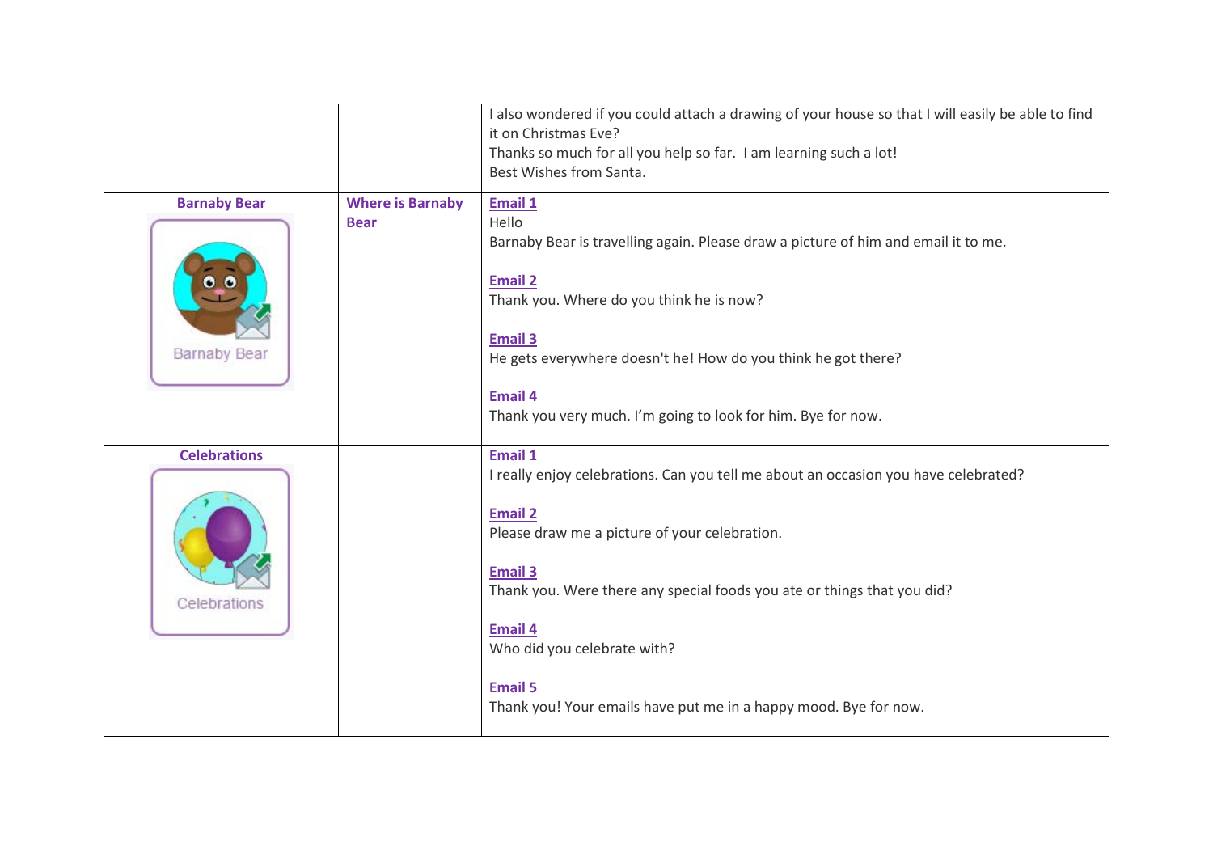| | | |
|---|---|---|
| | | I also wondered if you could attach a drawing of your house so that I will easily be able to find it on Christmas Eve?<br>Thanks so much for all you help so far. I am learning such a lot!<br>Best Wishes from Santa. |
| **Barnaby Bear**<br>Barnaby Bear | **Where is Barnaby Bear** | **Email 1**<br>Hello<br>Barnaby Bear is travelling again. Please draw a picture of him and email it to me.<br><br>**Email 2**<br>Thank you. Where do you think he is now?<br><br>**Email 3**<br>He gets everywhere doesn't he! How do you think he got there?<br><br>**Email 4**<br>Thank you very much. I'm going to look for him. Bye for now. |
| **Celebrations**<br>Celebrations | | **Email 1**<br>I really enjoy celebrations. Can you tell me about an occasion you have celebrated?<br><br>**Email 2**<br>Please draw me a picture of your celebration.<br><br>**Email 3**<br>Thank you. Were there any special foods you ate or things that you did?<br><br>**Email 4**<br>Who did you celebrate with?<br><br>**Email 5**<br>Thank you! Your emails have put me in a happy mood. Bye for now. |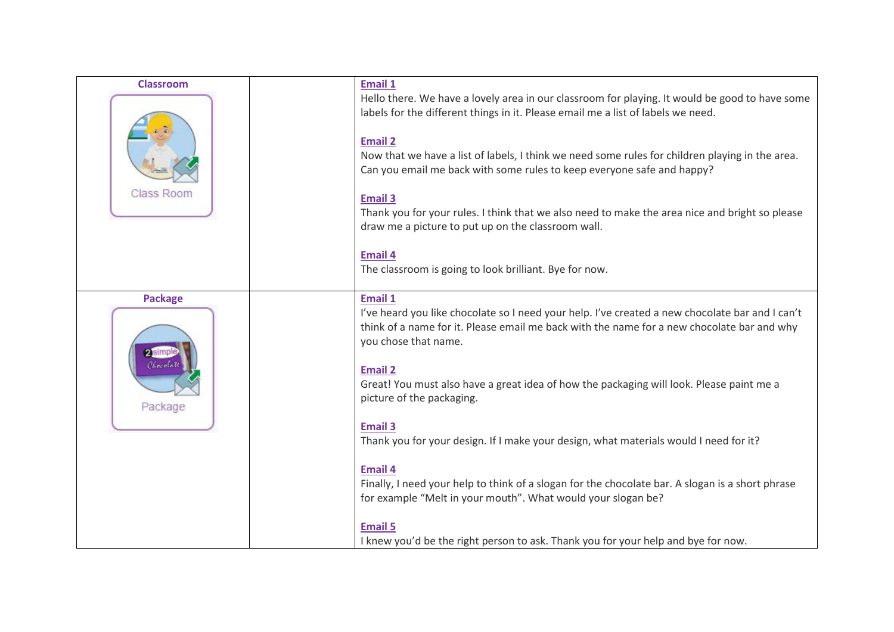| | | |
|---|---|---|
| **Classroom**<br><br>Class Room | | **Email 1**<br>Hello there. We have a lovely area in our classroom for playing. It would be good to have some labels for the different things in it. Please email me a list of labels we need.<br><br>**Email 2**<br>Now that we have a list of labels, I think we need some rules for children playing in the area. Can you email me back with some rules to keep everyone safe and happy?<br><br>**Email 3**<br>Thank you for your rules. I think that we also need to make the area nice and bright so please draw me a picture to put up on the classroom wall.<br><br>**Email 4**<br>The classroom is going to look brilliant. Bye for now. |
| **Package**<br><br>Package | | **Email 1**<br>I've heard you like chocolate so I need your help. I've created a new chocolate bar and I can't think of a name for it. Please email me back with the name for a new chocolate bar and why you chose that name.<br><br>**Email 2**<br>Great! You must also have a great idea of how the packaging will look. Please paint me a picture of the packaging.<br><br>**Email 3**<br>Thank you for your design. If I make your design, what materials would I need for it?<br><br>**Email 4**<br>Finally, I need your help to think of a slogan for the chocolate bar. A slogan is a short phrase for example "Melt in your mouth". What would your slogan be?<br><br>**Email 5**<br>I knew you'd be the right person to ask. Thank you for your help and bye for now. |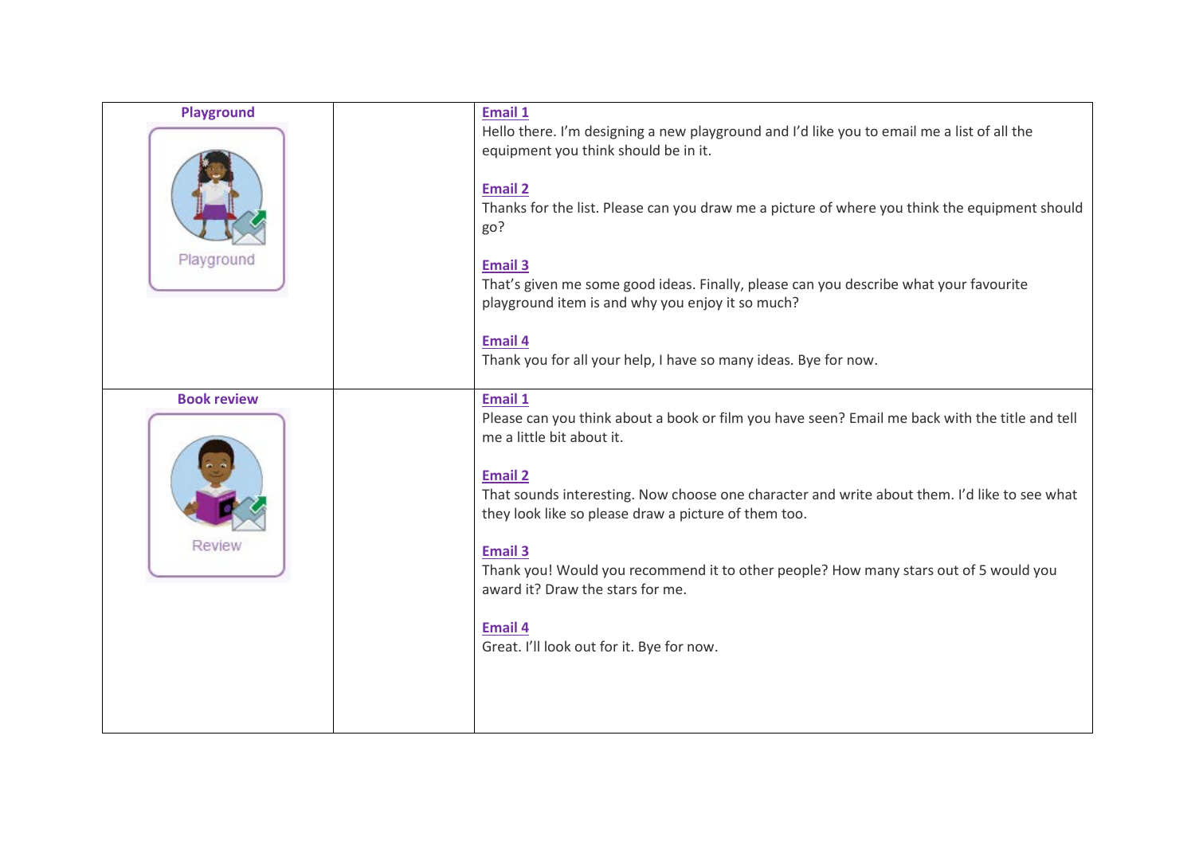| **Playground** | | |
|---|---|---|
| Playground | | **Email 1**<br>Hello there. I'm designing a new playground and I'd like you to email me a list of all the equipment you think should be in it.<br><br>**Email 2**<br>Thanks for the list. Please can you draw me a picture of where you think the equipment should go?<br><br>**Email 3**<br>That's given me some good ideas. Finally, please can you describe what your favourite playground item is and why you enjoy it so much?<br><br>**Email 4**<br>Thank you for all your help, I have so many ideas. Bye for now. |
| **Book review**<br><br>Review | | **Email 1**<br>Please can you think about a book or film you have seen? Email me back with the title and tell me a little bit about it.<br><br>**Email 2**<br>That sounds interesting. Now choose one character and write about them. I'd like to see what they look like so please draw a picture of them too.<br><br>**Email 3**<br>Thank you! Would you recommend it to other people? How many stars out of 5 would you award it? Draw the stars for me.<br><br>**Email 4**<br>Great. I'll look out for it. Bye for now. |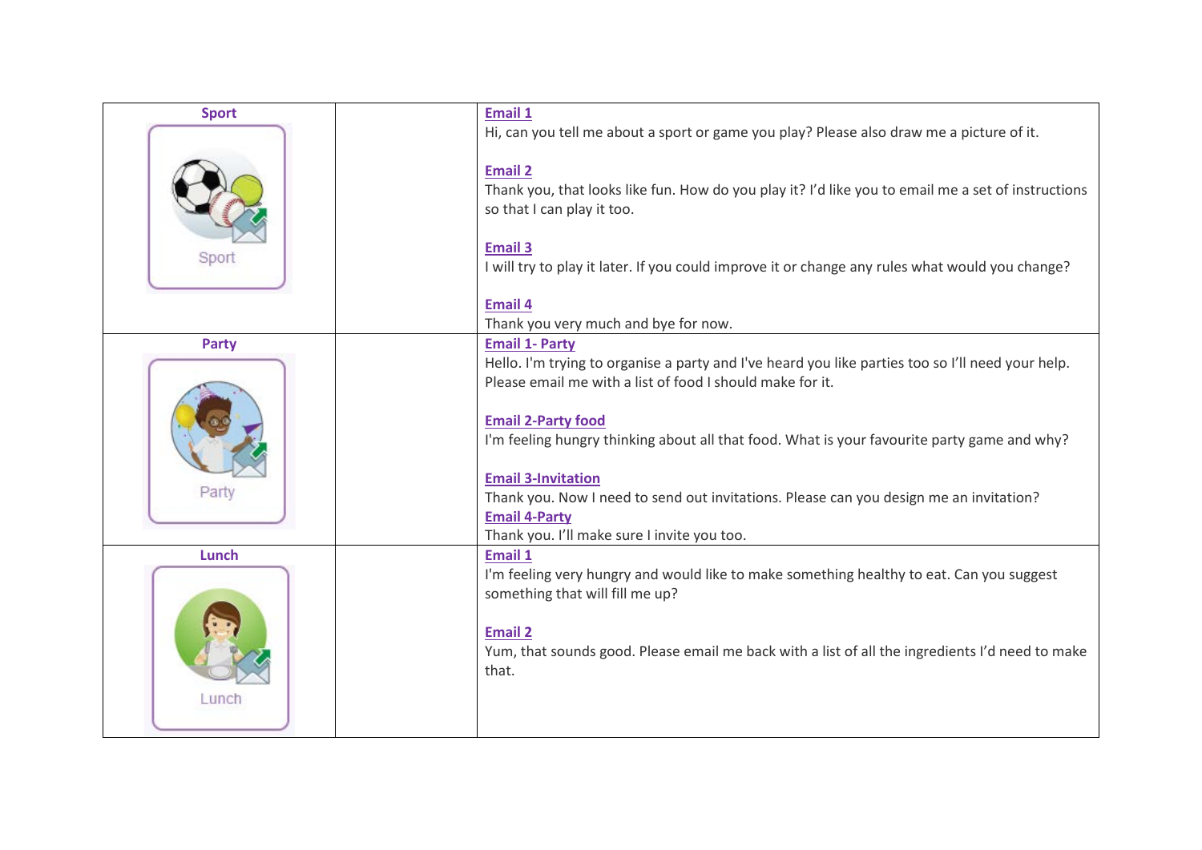| Sport | | **Email 1**<br>Hi, can you tell me about a sport or game you play? Please also draw me a picture of it.<br><br>**Email 2**<br>Thank you, that looks like fun. How do you play it? I'd like you to email me a set of instructions so that I can play it too.<br><br>**Email 3**<br>I will try to play it later. If you could improve it or change any rules what would you change?<br><br>**Email 4**<br>Thank you very much and bye for now. |
|---|---|---|
| **Party**<br>Party | | **Email 1- Party**<br>Hello. I'm trying to organise a party and I've heard you like parties too so I'll need your help. Please email me with a list of food I should make for it.<br><br>**Email 2-Party food**<br>I'm feeling hungry thinking about all that food. What is your favourite party game and why?<br><br>**Email 3-Invitation**<br>Thank you. Now I need to send out invitations. Please can you design me an invitation?<br>**Email 4-Party**<br>Thank you. I'll make sure I invite you too. |
| **Lunch**<br>Lunch | | **Email 1**<br>I'm feeling very hungry and would like to make something healthy to eat. Can you suggest something that will fill me up?<br><br>**Email 2**<br>Yum, that sounds good. Please email me back with a list of all the ingredients I'd need to make that. |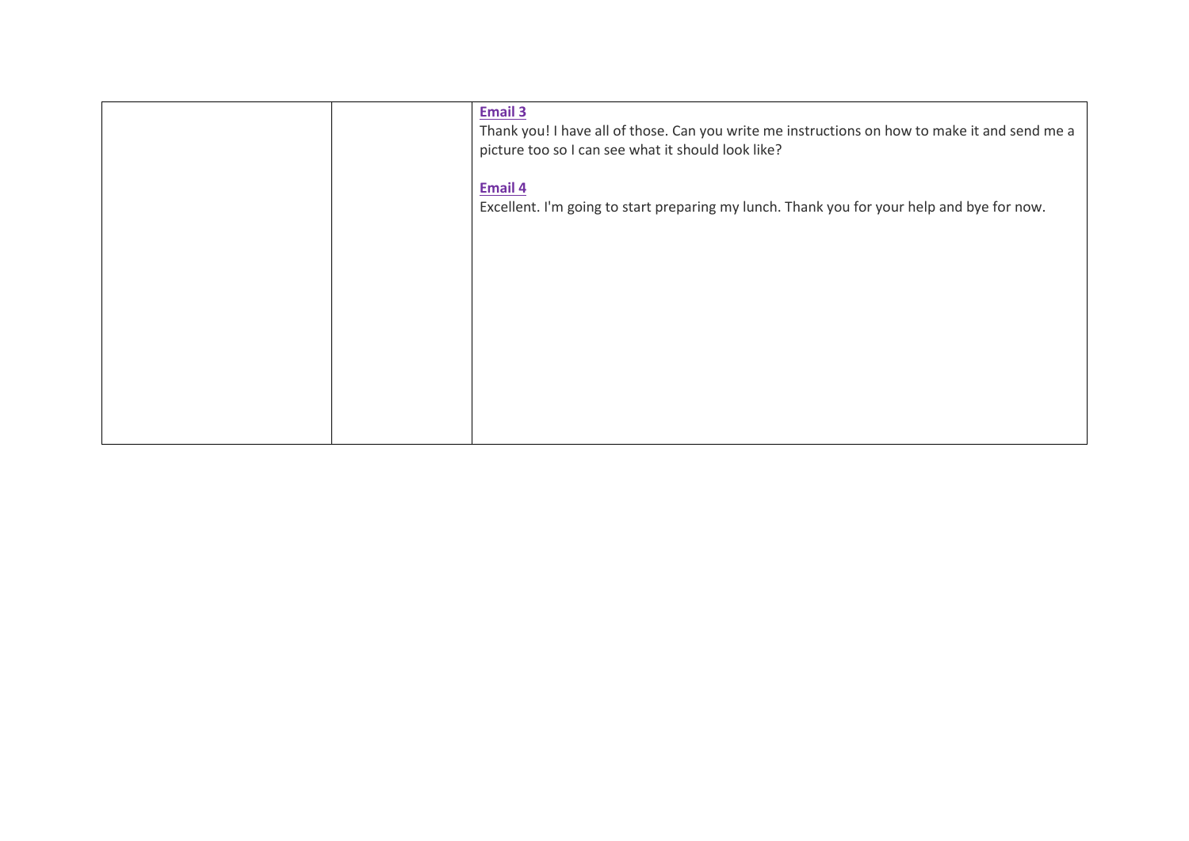|  |  | **Email 3**<br>Thank you! I have all of those. Can you write me instructions on how to make it and send me a picture too so I can see what it should look like?<br><br>**Email 4**<br>Excellent. I'm going to start preparing my lunch. Thank you for your help and bye for now. |
| --- | --- | --- |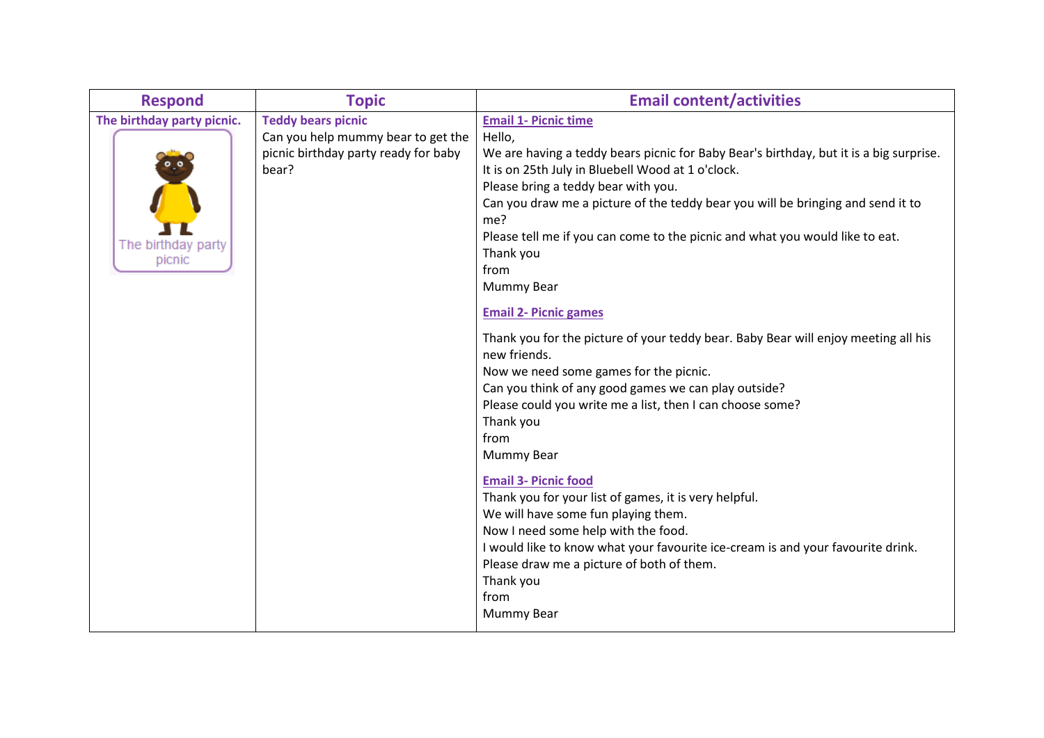| Respond | Topic | Email content/activities |
|---|---|---|
| **The birthday party picnic.**<br>The birthday party picnic | **Teddy bears picnic**<br>Can you help mummy bear to get the picnic birthday party ready for baby bear? | **Email 1- Picnic time**<br>Hello,<br>We are having a teddy bears picnic for Baby Bear's birthday, but it is a big surprise.<br>It is on 25th July in Bluebell Wood at 1 o'clock.<br>Please bring a teddy bear with you.<br>Can you draw me a picture of the teddy bear you will be bringing and send it to me?<br>Please tell me if you can come to the picnic and what you would like to eat.<br>Thank you<br>from<br>Mummy Bear<br><br>**Email 2- Picnic games**<br><br>Thank you for the picture of your teddy bear. Baby Bear will enjoy meeting all his new friends.<br>Now we need some games for the picnic.<br>Can you think of any good games we can play outside?<br>Please could you write me a list, then I can choose some?<br>Thank you<br>from<br>Mummy Bear<br><br>**Email 3- Picnic food**<br>Thank you for your list of games, it is very helpful.<br>We will have some fun playing them.<br>Now I need some help with the food.<br>I would like to know what your favourite ice-cream is and your favourite drink.<br>Please draw me a picture of both of them.<br>Thank you<br>from<br>Mummy Bear |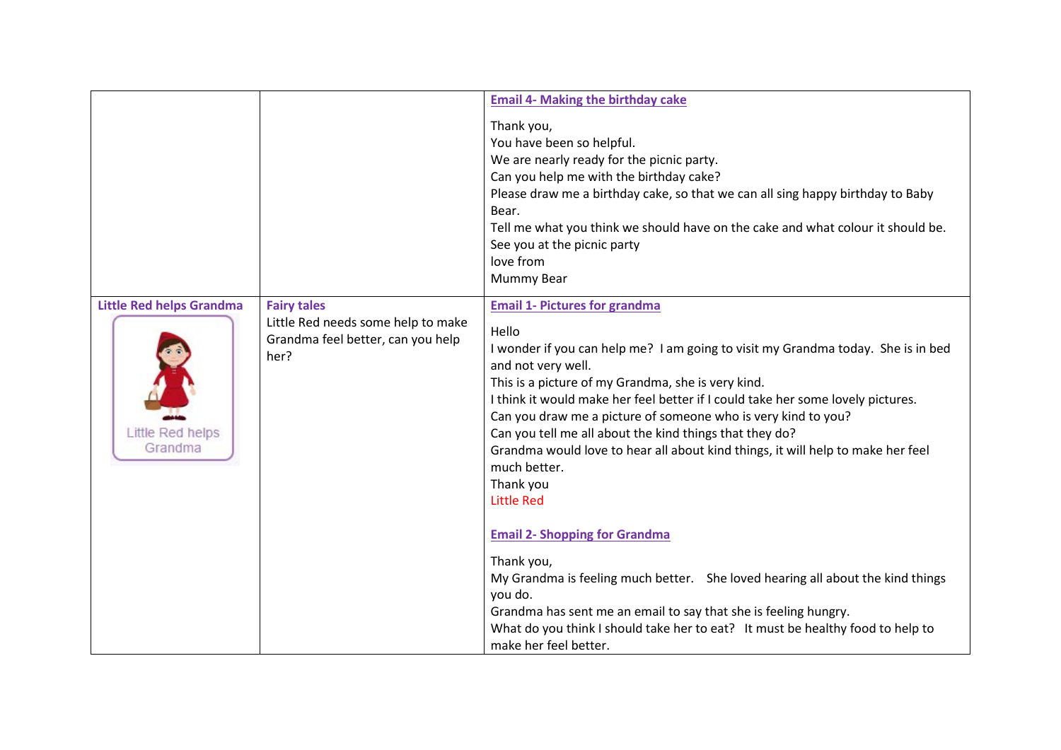| | | |
|---|---|---|
| | | **Email 4- Making the birthday cake**<br><br>Thank you,<br>You have been so helpful.<br>We are nearly ready for the picnic party.<br>Can you help me with the birthday cake?<br>Please draw me a birthday cake, so that we can all sing happy birthday to Baby Bear.<br>Tell me what you think we should have on the cake and what colour it should be.<br>See you at the picnic party<br>love from<br>Mummy Bear |
| **Little Red helps Grandma**<br><br>Little Red helps Grandma | **Fairy tales**<br>Little Red needs some help to make Grandma feel better, can you help her? | **Email 1- Pictures for grandma**<br><br>Hello<br>I wonder if you can help me? I am going to visit my Grandma today. She is in bed and not very well.<br>This is a picture of my Grandma, she is very kind.<br>I think it would make her feel better if I could take her some lovely pictures.<br>Can you draw me a picture of someone who is very kind to you?<br>Can you tell me all about the kind things that they do?<br>Grandma would love to hear all about kind things, it will help to make her feel much better.<br>Thank you<br>Little Red<br><br>**Email 2- Shopping for Grandma**<br><br>Thank you,<br>My Grandma is feeling much better. She loved hearing all about the kind things you do.<br>Grandma has sent me an email to say that she is feeling hungry.<br>What do you think I should take her to eat? It must be healthy food to help to make her feel better. |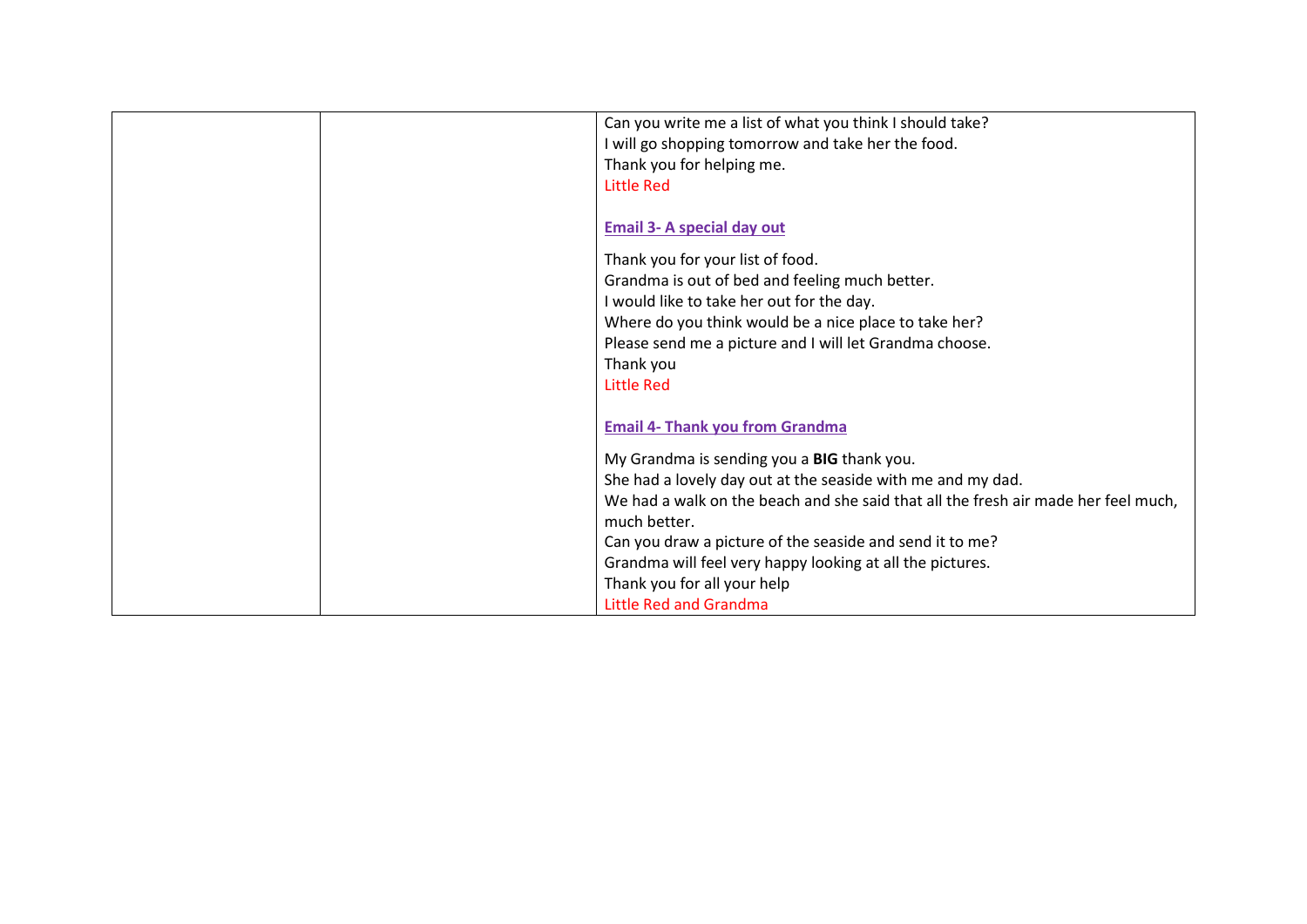| | | Can you write me a list of what you think I should take?<br>I will go shopping tomorrow and take her the food.<br>Thank you for helping me.<br>Little Red<br><br>**Email 3- A special day out**<br><br>Thank you for your list of food.<br>Grandma is out of bed and feeling much better.<br>I would like to take her out for the day.<br>Where do you think would be a nice place to take her?<br>Please send me a picture and I will let Grandma choose.<br>Thank you<br>Little Red<br><br>**Email 4- Thank you from Grandma**<br><br>My Grandma is sending you a **BIG** thank you.<br>She had a lovely day out at the seaside with me and my dad.<br>We had a walk on the beach and she said that all the fresh air made her feel much, much better.<br>Can you draw a picture of the seaside and send it to me?<br>Grandma will feel very happy looking at all the pictures.<br>Thank you for all your help<br>Little Red and Grandma |
|---|---|---|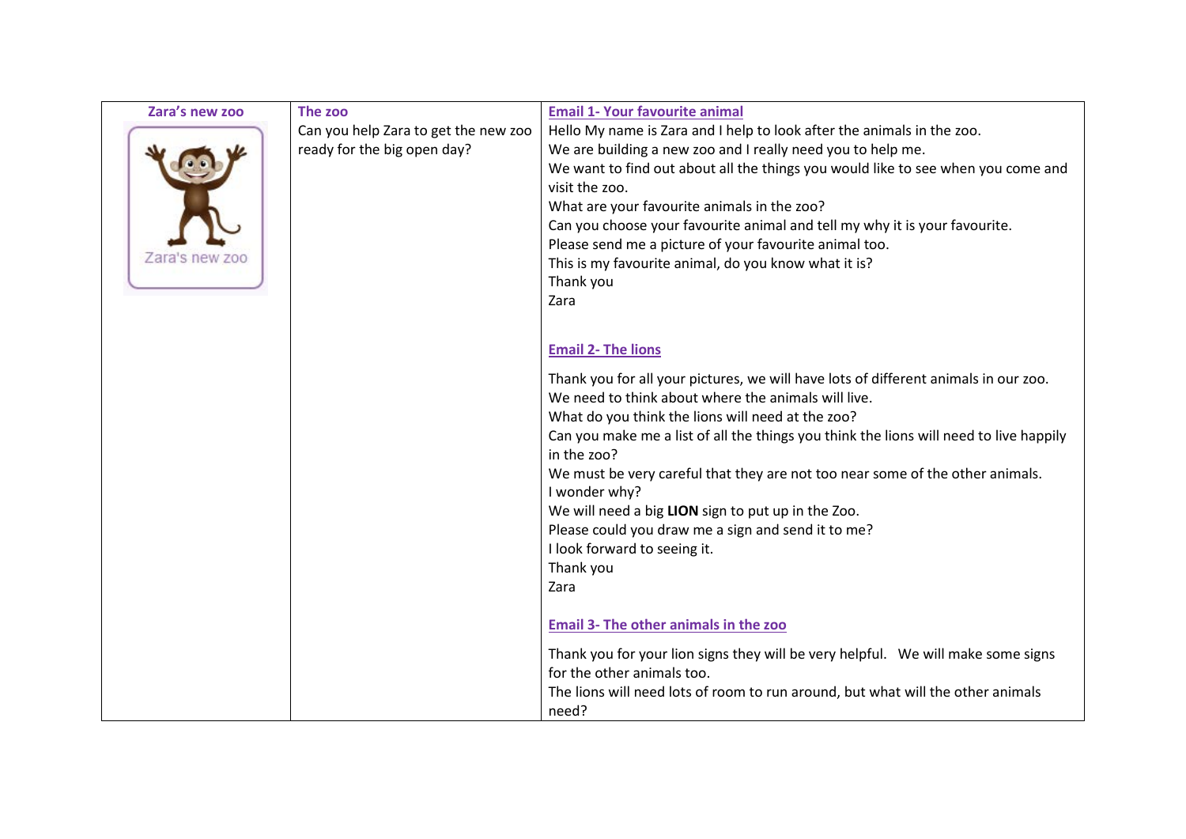| Zara's new zoo | The zoo | Email 1- Your favourite animal |
| --- | --- | --- |
| Zara's new zoo | Can you help Zara to get the new zoo ready for the big open day? | Hello My name is Zara and I help to look after the animals in the zoo.<br>We are building a new zoo and I really need you to help me.<br>We want to find out about all the things you would like to see when you come and visit the zoo.<br>What are your favourite animals in the zoo?<br>Can you choose your favourite animal and tell my why it is your favourite.<br>Please send me a picture of your favourite animal too.<br>This is my favourite animal, do you know what it is?<br>Thank you<br>Zara<br><br>**Email 2- The lions**<br><br>Thank you for all your pictures, we will have lots of different animals in our zoo.<br>We need to think about where the animals will live.<br>What do you think the lions will need at the zoo?<br>Can you make me a list of all the things you think the lions will need to live happily in the zoo?<br>We must be very careful that they are not too near some of the other animals.<br>I wonder why?<br>We will need a big **LION** sign to put up in the Zoo.<br>Please could you draw me a sign and send it to me?<br>I look forward to seeing it.<br>Thank you<br>Zara<br><br>**Email 3- The other animals in the zoo**<br><br>Thank you for your lion signs they will be very helpful. We will make some signs for the other animals too.<br>The lions will need lots of room to run around, but what will the other animals need? |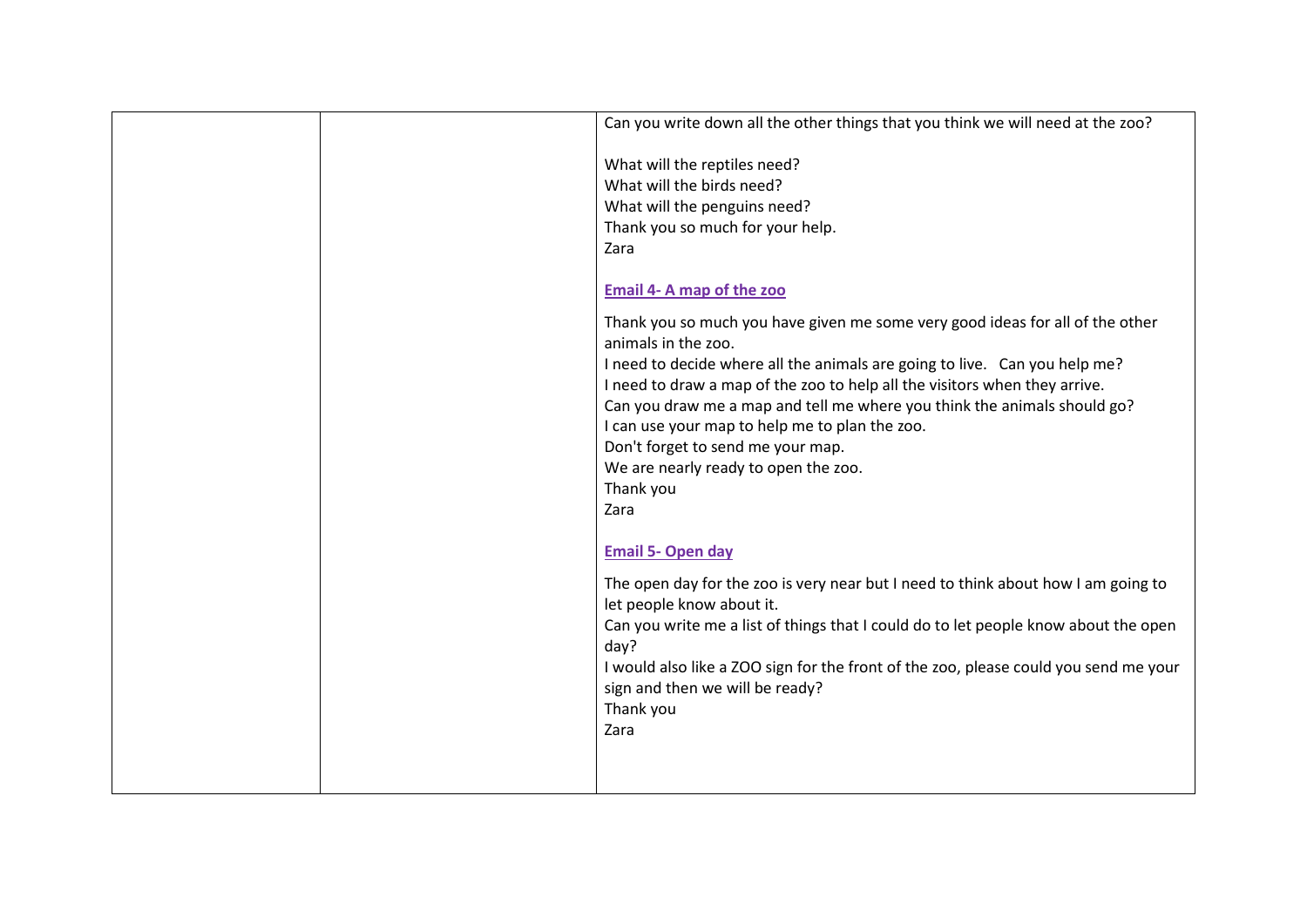| | | Can you write down all the other things that you think we will need at the zoo?<br><br>What will the reptiles need?<br>What will the birds need?<br>What will the penguins need?<br>Thank you so much for your help.<br>Zara<br><br>**Email 4- A map of the zoo**<br><br>Thank you so much you have given me some very good ideas for all of the other animals in the zoo.<br>I need to decide where all the animals are going to live. Can you help me?<br>I need to draw a map of the zoo to help all the visitors when they arrive.<br>Can you draw me a map and tell me where you think the animals should go?<br>I can use your map to help me to plan the zoo.<br>Don't forget to send me your map.<br>We are nearly ready to open the zoo.<br>Thank you<br>Zara<br><br>**Email 5- Open day**<br><br>The open day for the zoo is very near but I need to think about how I am going to let people know about it.<br>Can you write me a list of things that I could do to let people know about the open day?<br>I would also like a ZOO sign for the front of the zoo, please could you send me your sign and then we will be ready?<br>Thank you<br>Zara |
|---|---|---|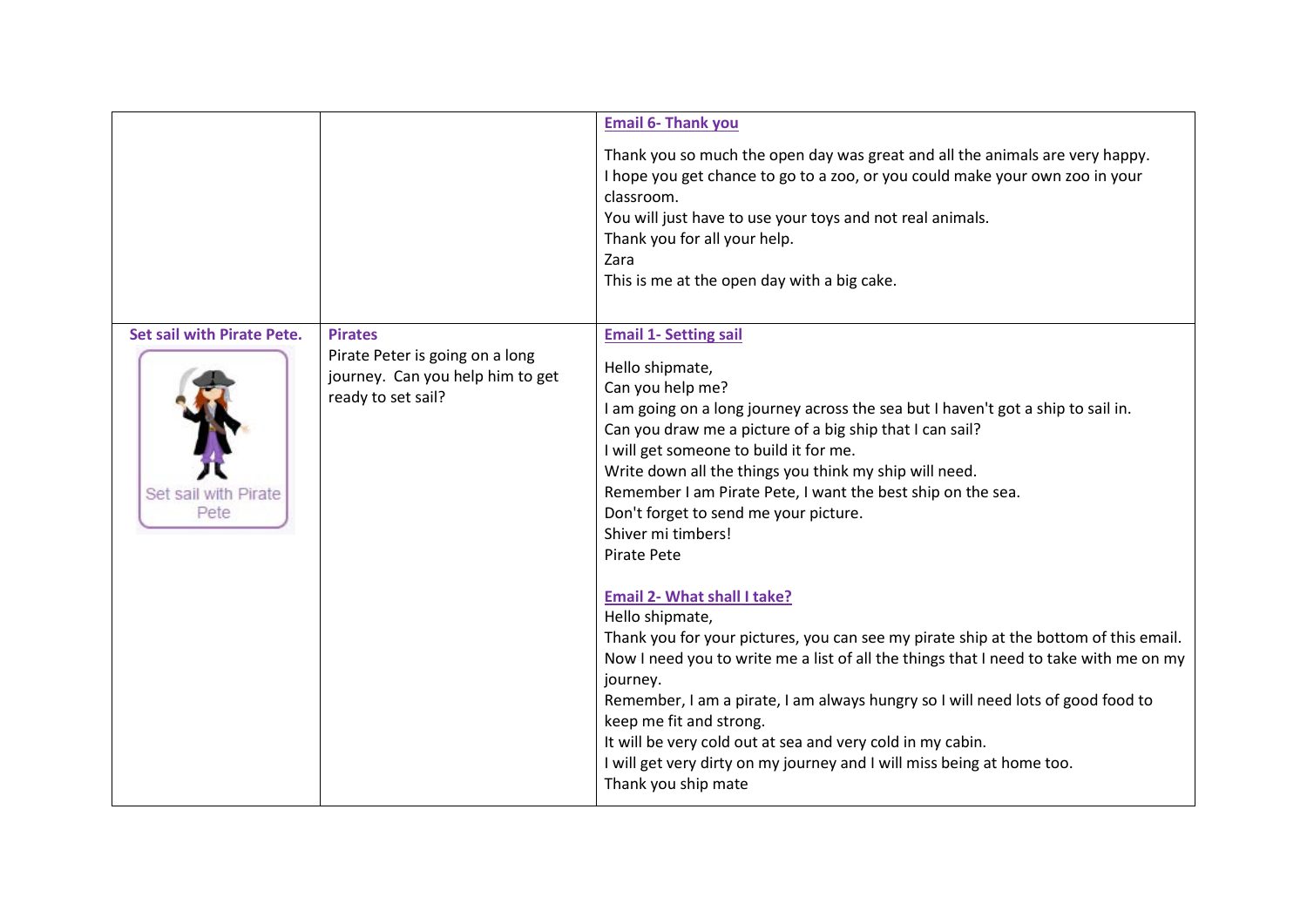| | | |
|---|---|---|
| | | **Email 6- Thank you**<br><br>Thank you so much the open day was great and all the animals are very happy.<br>I hope you get chance to go to a zoo, or you could make your own zoo in your classroom.<br>You will just have to use your toys and not real animals.<br>Thank you for all your help.<br>Zara<br>This is me at the open day with a big cake. |
| **Set sail with Pirate Pete.**<br><br>Set sail with Pirate Pete | **Pirates**<br>Pirate Peter is going on a long journey. Can you help him to get ready to set sail? | **Email 1- Setting sail**<br><br>Hello shipmate,<br>Can you help me?<br>I am going on a long journey across the sea but I haven't got a ship to sail in.<br>Can you draw me a picture of a big ship that I can sail?<br>I will get someone to build it for me.<br>Write down all the things you think my ship will need.<br>Remember I am Pirate Pete, I want the best ship on the sea.<br>Don't forget to send me your picture.<br>Shiver mi timbers!<br>Pirate Pete<br><br>**Email 2- What shall I take?**<br>Hello shipmate,<br>Thank you for your pictures, you can see my pirate ship at the bottom of this email.<br>Now I need you to write me a list of all the things that I need to take with me on my journey.<br>Remember, I am a pirate, I am always hungry so I will need lots of good food to keep me fit and strong.<br>It will be very cold out at sea and very cold in my cabin.<br>I will get very dirty on my journey and I will miss being at home too.<br>Thank you ship mate |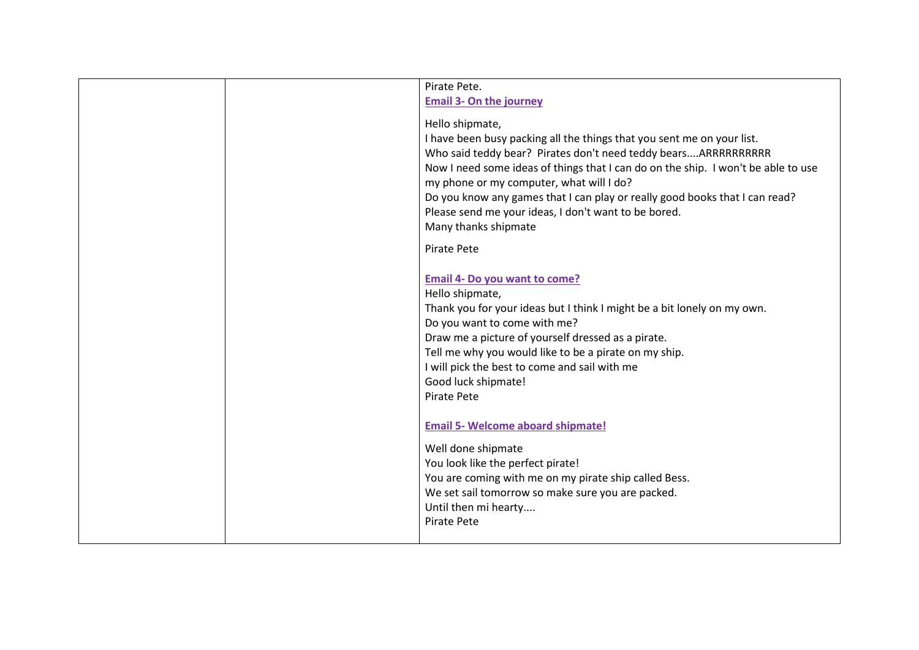| | | Pirate Pete.<br>**Email 3- On the journey**<br><br>Hello shipmate,<br>I have been busy packing all the things that you sent me on your list.<br>Who said teddy bear? Pirates don't need teddy bears....ARRRRRRRRRR<br>Now I need some ideas of things that I can do on the ship. I won't be able to use my phone or my computer, what will I do?<br>Do you know any games that I can play or really good books that I can read?<br>Please send me your ideas, I don't want to be bored.<br>Many thanks shipmate<br><br>Pirate Pete<br><br>**Email 4- Do you want to come?**<br>Hello shipmate,<br>Thank you for your ideas but I think I might be a bit lonely on my own.<br>Do you want to come with me?<br>Draw me a picture of yourself dressed as a pirate.<br>Tell me why you would like to be a pirate on my ship.<br>I will pick the best to come and sail with me<br>Good luck shipmate!<br>Pirate Pete<br><br>**Email 5- Welcome aboard shipmate!**<br><br>Well done shipmate<br>You look like the perfect pirate!<br>You are coming with me on my pirate ship called Bess.<br>We set sail tomorrow so make sure you are packed.<br>Until then mi hearty....<br>Pirate Pete |
|---|---|---|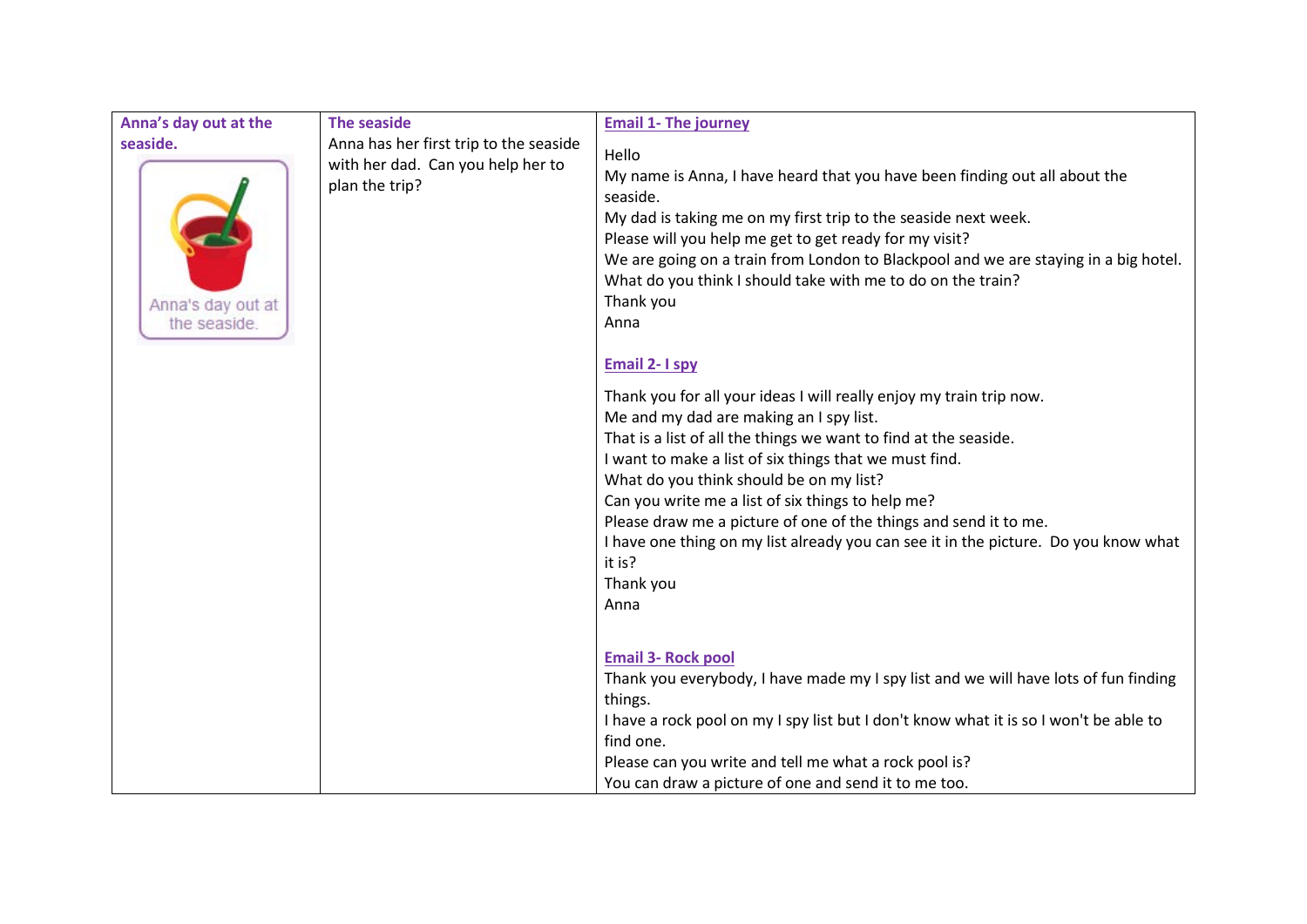| Anna's day out at the seaside. | The seaside | Email 1- The journey |
|---|---|---|
| Anna's day out at the seaside. | Anna has her first trip to the seaside with her dad. Can you help her to plan the trip? | Hello<br>My name is Anna, I have heard that you have been finding out all about the seaside.<br>My dad is taking me on my first trip to the seaside next week.<br>Please will you help me get to get ready for my visit?<br>We are going on a train from London to Blackpool and we are staying in a big hotel.<br>What do you think I should take with me to do on the train?<br>Thank you<br>Anna<br><br>**Email 2- I spy**<br><br>Thank you for all your ideas I will really enjoy my train trip now.<br>Me and my dad are making an I spy list.<br>That is a list of all the things we want to find at the seaside.<br>I want to make a list of six things that we must find.<br>What do you think should be on my list?<br>Can you write me a list of six things to help me?<br>Please draw me a picture of one of the things and send it to me.<br>I have one thing on my list already you can see it in the picture. Do you know what it is?<br>Thank you<br>Anna<br><br>**Email 3- Rock pool**<br>Thank you everybody, I have made my I spy list and we will have lots of fun finding things.<br>I have a rock pool on my I spy list but I don't know what it is so I won't be able to find one.<br>Please can you write and tell me what a rock pool is?<br>You can draw a picture of one and send it to me too. |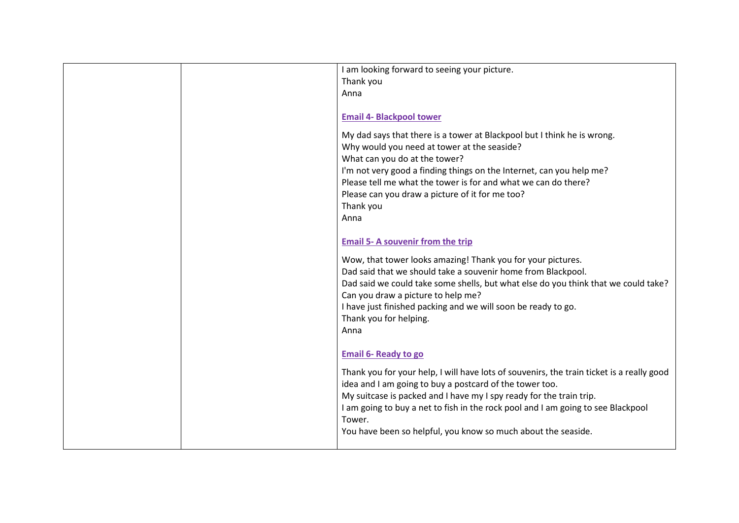| | | I am looking forward to seeing your picture.<br>Thank you<br>Anna<br><br>**Email 4- Blackpool tower**<br><br>My dad says that there is a tower at Blackpool but I think he is wrong.<br>Why would you need at tower at the seaside?<br>What can you do at the tower?<br>I'm not very good a finding things on the Internet, can you help me?<br>Please tell me what the tower is for and what we can do there?<br>Please can you draw a picture of it for me too?<br>Thank you<br>Anna<br><br>**Email 5- A souvenir from the trip**<br><br>Wow, that tower looks amazing! Thank you for your pictures.<br>Dad said that we should take a souvenir home from Blackpool.<br>Dad said we could take some shells, but what else do you think that we could take?<br>Can you draw a picture to help me?<br>I have just finished packing and we will soon be ready to go.<br>Thank you for helping.<br>Anna<br><br>**Email 6- Ready to go**<br><br>Thank you for your help, I will have lots of souvenirs, the train ticket is a really good idea and I am going to buy a postcard of the tower too.<br>My suitcase is packed and I have my I spy ready for the train trip.<br>I am going to buy a net to fish in the rock pool and I am going to see Blackpool Tower.<br>You have been so helpful, you know so much about the seaside. |
|---|---|---|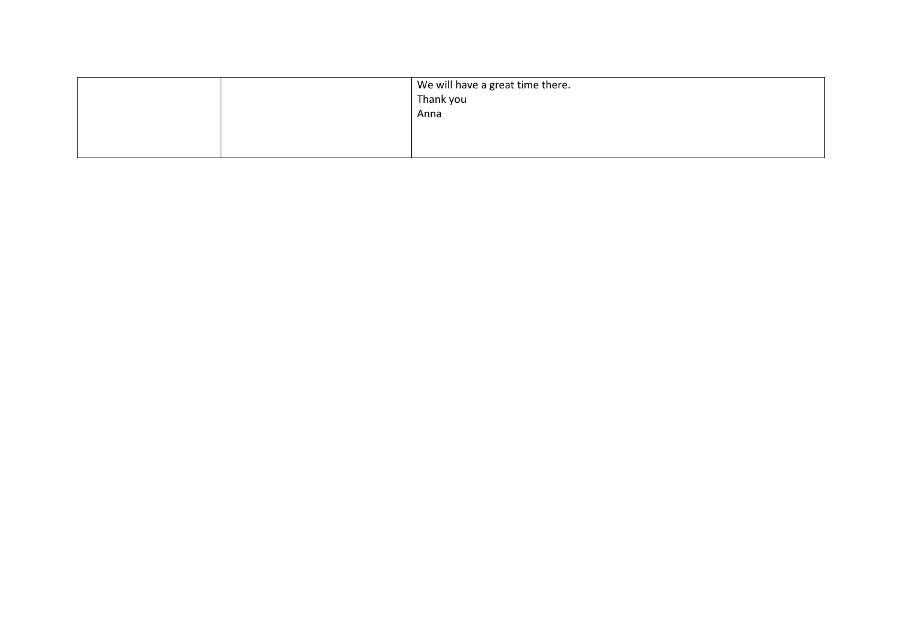| | | |
|---|---|---|
| | | We will have a great time there.<br>Thank you<br>Anna |